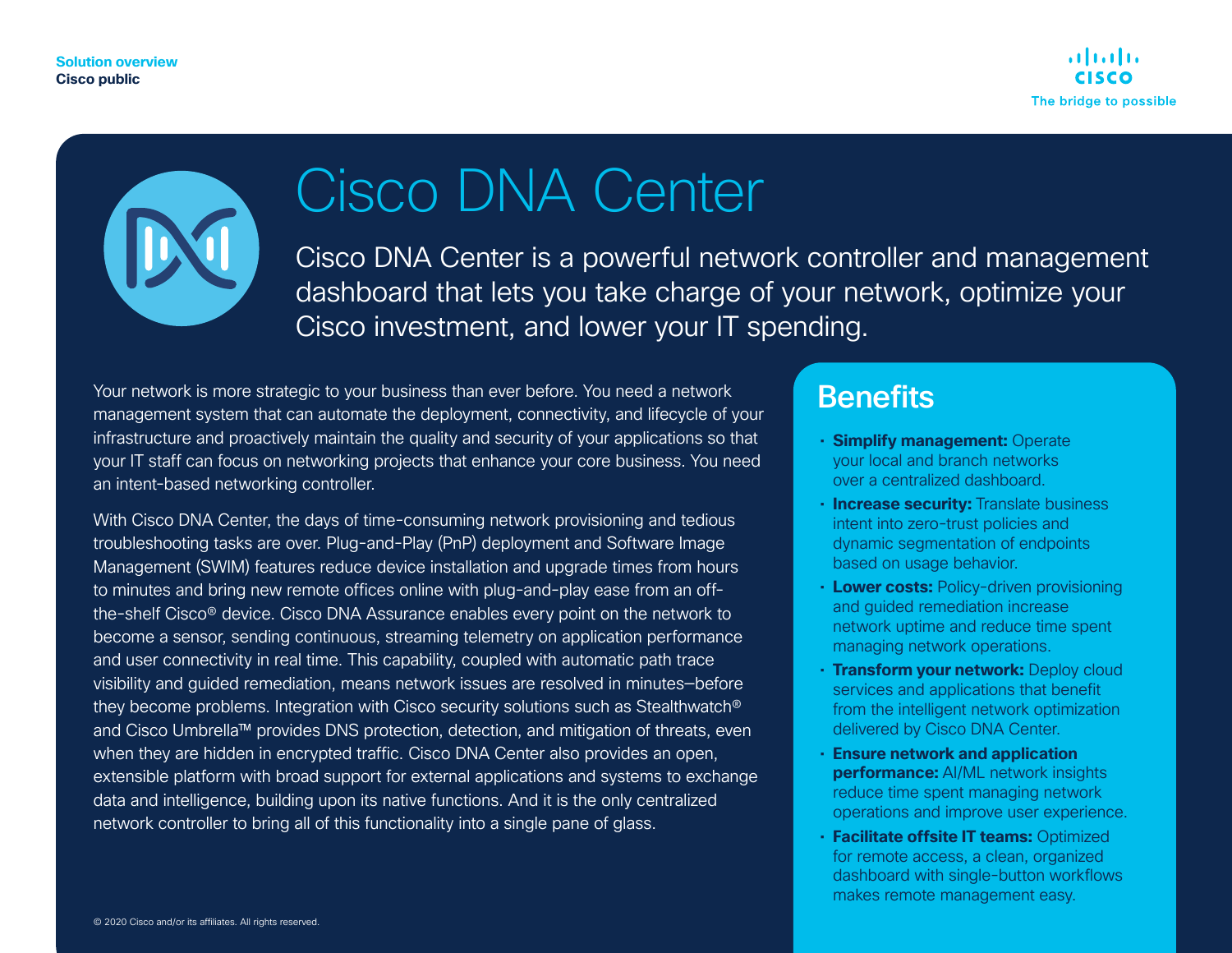Solution overview
Cisco public

# Cisco DNA Center

Cisco DNA Center is a powerful network controller and management dashboard that lets you take charge of your network, optimize your Cisco investment, and lower your IT spending.

Your network is more strategic to your business than ever before. You need a network management system that can automate the deployment, connectivity, and lifecycle of your infrastructure and proactively maintain the quality and security of your applications so that your IT staff can focus on networking projects that enhance your core business. You need an intent-based networking controller.

With Cisco DNA Center, the days of time-consuming network provisioning and tedious troubleshooting tasks are over. Plug-and-Play (PnP) deployment and Software Image Management (SWIM) features reduce device installation and upgrade times from hours to minutes and bring new remote offices online with plug-and-play ease from an off-the-shelf Cisco® device. Cisco DNA Assurance enables every point on the network to become a sensor, sending continuous, streaming telemetry on application performance and user connectivity in real time. This capability, coupled with automatic path trace visibility and guided remediation, means network issues are resolved in minutes–before they become problems. Integration with Cisco security solutions such as Stealthwatch® and Cisco Umbrella™ provides DNS protection, detection, and mitigation of threats, even when they are hidden in encrypted traffic. Cisco DNA Center also provides an open, extensible platform with broad support for external applications and systems to exchange data and intelligence, building upon its native functions. And it is the only centralized network controller to bring all of this functionality into a single pane of glass.

## Benefits

- **Simplify management:** Operate your local and branch networks over a centralized dashboard.
- **Increase security:** Translate business intent into zero-trust policies and dynamic segmentation of endpoints based on usage behavior.
- **Lower costs:** Policy-driven provisioning and guided remediation increase network uptime and reduce time spent managing network operations.
- **Transform your network:** Deploy cloud services and applications that benefit from the intelligent network optimization delivered by Cisco DNA Center.
- **Ensure network and application performance:** AI/ML network insights reduce time spent managing network operations and improve user experience.
- **Facilitate offsite IT teams:** Optimized for remote access, a clean, organized dashboard with single-button workflows makes remote management easy.

© 2020 Cisco and/or its affiliates. All rights reserved.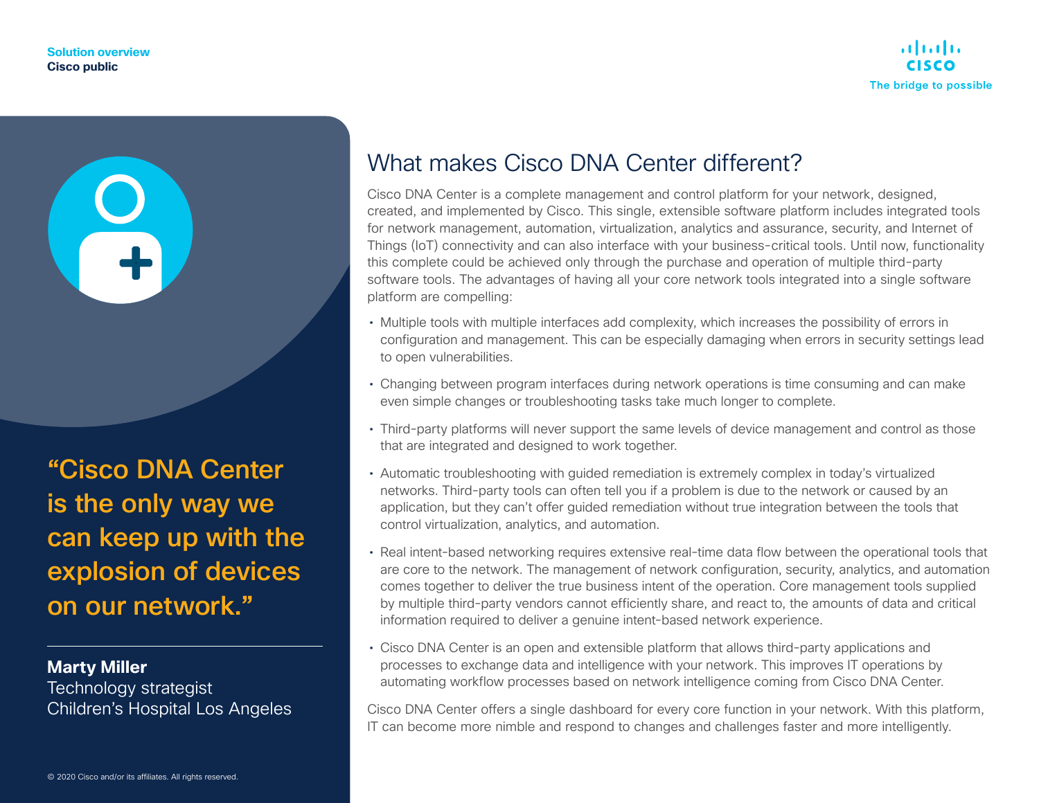> "Cisco DNA Center is the only way we can keep up with the explosion of devices on our network."
>
> **Marty Miller**
> Technology strategist
> Children's Hospital Los Angeles

## What makes Cisco DNA Center different?

Cisco DNA Center is a complete management and control platform for your network, designed, created, and implemented by Cisco. This single, extensible software platform includes integrated tools for network management, automation, virtualization, analytics and assurance, security, and Internet of Things (IoT) connectivity and can also interface with your business-critical tools. Until now, functionality this complete could be achieved only through the purchase and operation of multiple third-party software tools. The advantages of having all your core network tools integrated into a single software platform are compelling:

- Multiple tools with multiple interfaces add complexity, which increases the possibility of errors in configuration and management. This can be especially damaging when errors in security settings lead to open vulnerabilities.
- Changing between program interfaces during network operations is time consuming and can make even simple changes or troubleshooting tasks take much longer to complete.
- Third-party platforms will never support the same levels of device management and control as those that are integrated and designed to work together.
- Automatic troubleshooting with guided remediation is extremely complex in today's virtualized networks. Third-party tools can often tell you if a problem is due to the network or caused by an application, but they can't offer guided remediation without true integration between the tools that control virtualization, analytics, and automation.
- Real intent-based networking requires extensive real-time data flow between the operational tools that are core to the network. The management of network configuration, security, analytics, and automation comes together to deliver the true business intent of the operation. Core management tools supplied by multiple third-party vendors cannot efficiently share, and react to, the amounts of data and critical information required to deliver a genuine intent-based network experience.
- Cisco DNA Center is an open and extensible platform that allows third-party applications and processes to exchange data and intelligence with your network. This improves IT operations by automating workflow processes based on network intelligence coming from Cisco DNA Center.

Cisco DNA Center offers a single dashboard for every core function in your network. With this platform, IT can become more nimble and respond to changes and challenges faster and more intelligently.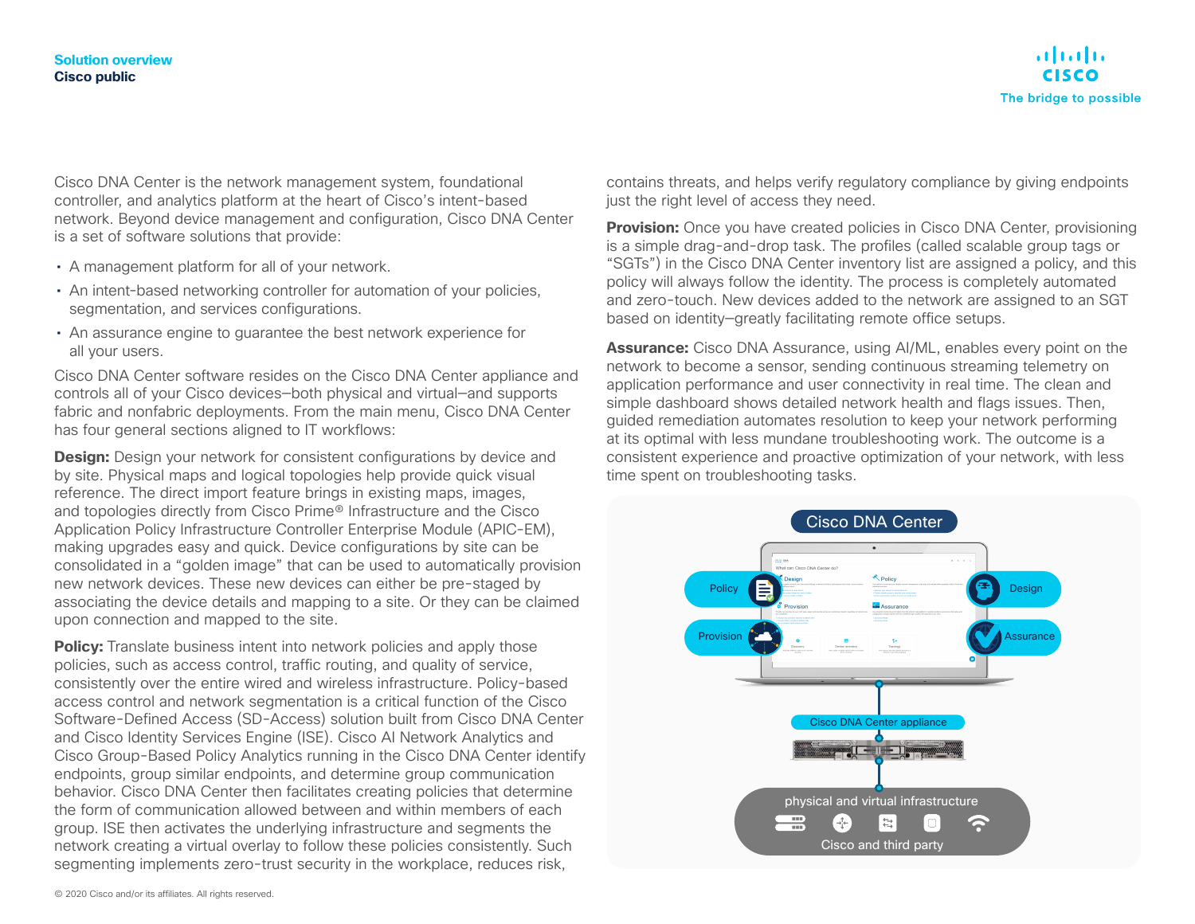Cisco DNA Center is the network management system, foundational controller, and analytics platform at the heart of Cisco's intent-based network. Beyond device management and configuration, Cisco DNA Center is a set of software solutions that provide:

- A management platform for all of your network.
- An intent-based networking controller for automation of your policies, segmentation, and services configurations.
- An assurance engine to guarantee the best network experience for all your users.

Cisco DNA Center software resides on the Cisco DNA Center appliance and controls all of your Cisco devices—both physical and virtual—and supports fabric and nonfabric deployments. From the main menu, Cisco DNA Center has four general sections aligned to IT workflows:

**Design:** Design your network for consistent configurations by device and by site. Physical maps and logical topologies help provide quick visual reference. The direct import feature brings in existing maps, images, and topologies directly from Cisco Prime® Infrastructure and the Cisco Application Policy Infrastructure Controller Enterprise Module (APIC-EM), making upgrades easy and quick. Device configurations by site can be consolidated in a "golden image" that can be used to automatically provision new network devices. These new devices can either be pre-staged by associating the device details and mapping to a site. Or they can be claimed upon connection and mapped to the site.

**Policy:** Translate business intent into network policies and apply those policies, such as access control, traffic routing, and quality of service, consistently over the entire wired and wireless infrastructure. Policy-based access control and network segmentation is a critical function of the Cisco Software-Defined Access (SD-Access) solution built from Cisco DNA Center and Cisco Identity Services Engine (ISE). Cisco AI Network Analytics and Cisco Group-Based Policy Analytics running in the Cisco DNA Center identify endpoints, group similar endpoints, and determine group communication behavior. Cisco DNA Center then facilitates creating policies that determine the form of communication allowed between and within members of each group. ISE then activates the underlying infrastructure and segments the network creating a virtual overlay to follow these policies consistently. Such segmenting implements zero-trust security in the workplace, reduces risk, contains threats, and helps verify regulatory compliance by giving endpoints just the right level of access they need.

**Provision:** Once you have created policies in Cisco DNA Center, provisioning is a simple drag-and-drop task. The profiles (called scalable group tags or "SGTs") in the Cisco DNA Center inventory list are assigned a policy, and this policy will always follow the identity. The process is completely automated and zero-touch. New devices added to the network are assigned to an SGT based on identity—greatly facilitating remote office setups.

**Assurance:** Cisco DNA Assurance, using AI/ML, enables every point on the network to become a sensor, sending continuous streaming telemetry on application performance and user connectivity in real time. The clean and simple dashboard shows detailed network health and flags issues. Then, guided remediation automates resolution to keep your network performing at its optimal with less mundane troubleshooting work. The outcome is a consistent experience and proactive optimization of your network, with less time spent on troubleshooting tasks.

Cisco DNA Center

Policy · Design · Provision · Assurance

Cisco DNA Center appliance

physical and virtual infrastructure

Cisco and third party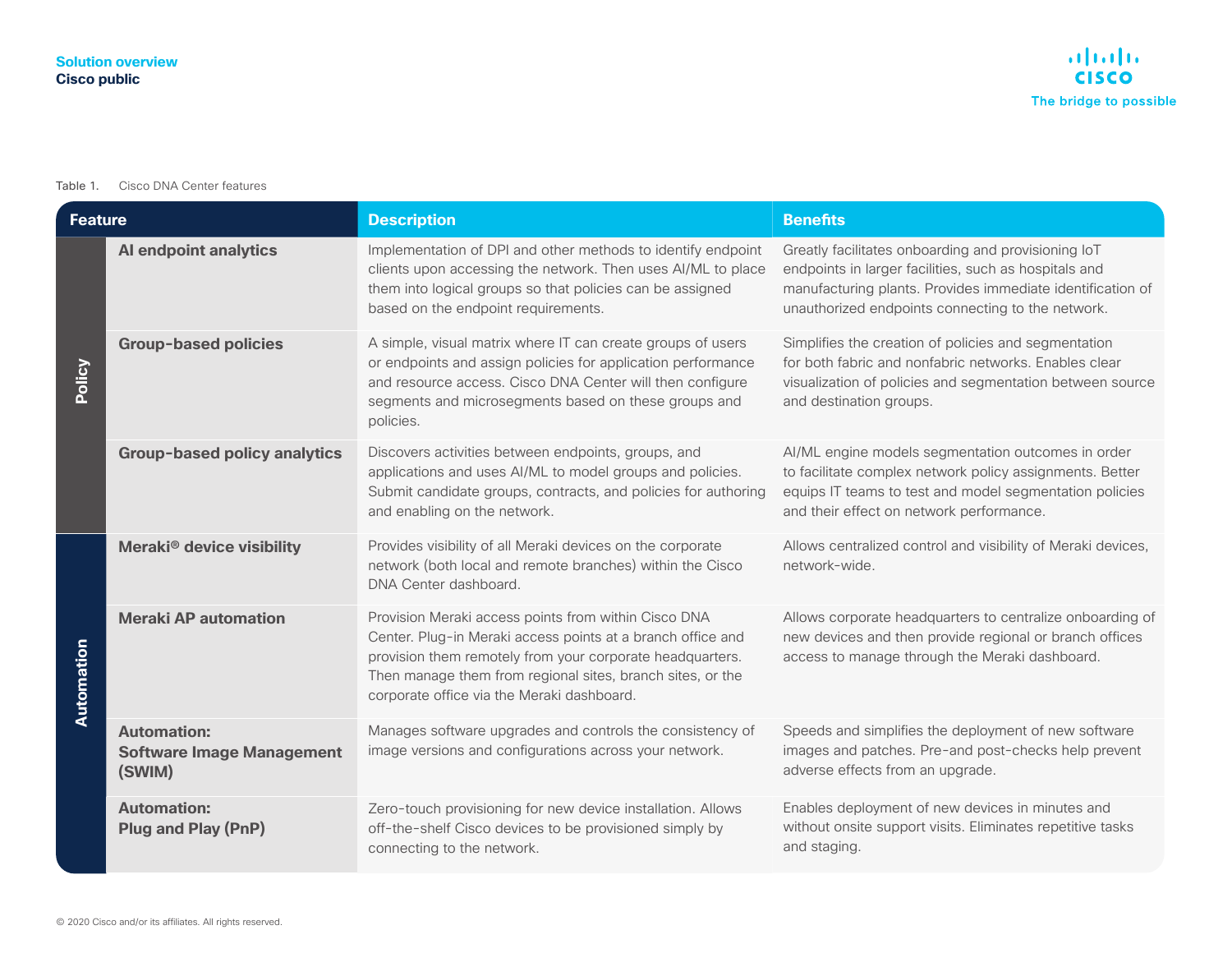Table 1. Cisco DNA Center features

| Feature | | Description | Benefits |
|---|---|---|---|
| Policy | **AI endpoint analytics** | Implementation of DPI and other methods to identify endpoint clients upon accessing the network. Then uses AI/ML to place them into logical groups so that policies can be assigned based on the endpoint requirements. | Greatly facilitates onboarding and provisioning IoT endpoints in larger facilities, such as hospitals and manufacturing plants. Provides immediate identification of unauthorized endpoints connecting to the network. |
| | **Group-based policies** | A simple, visual matrix where IT can create groups of users or endpoints and assign policies for application performance and resource access. Cisco DNA Center will then configure segments and microsegments based on these groups and policies. | Simplifies the creation of policies and segmentation for both fabric and nonfabric networks. Enables clear visualization of policies and segmentation between source and destination groups. |
| | **Group-based policy analytics** | Discovers activities between endpoints, groups, and applications and uses AI/ML to model groups and policies. Submit candidate groups, contracts, and policies for authoring and enabling on the network. | AI/ML engine models segmentation outcomes in order to facilitate complex network policy assignments. Better equips IT teams to test and model segmentation policies and their effect on network performance. |
| Automation | **Meraki® device visibility** | Provides visibility of all Meraki devices on the corporate network (both local and remote branches) within the Cisco DNA Center dashboard. | Allows centralized control and visibility of Meraki devices, network-wide. |
| | **Meraki AP automation** | Provision Meraki access points from within Cisco DNA Center. Plug-in Meraki access points at a branch office and provision them remotely from your corporate headquarters. Then manage them from regional sites, branch sites, or the corporate office via the Meraki dashboard. | Allows corporate headquarters to centralize onboarding of new devices and then provide regional or branch offices access to manage through the Meraki dashboard. |
| | **Automation: Software Image Management (SWIM)** | Manages software upgrades and controls the consistency of image versions and configurations across your network. | Speeds and simplifies the deployment of new software images and patches. Pre-and post-checks help prevent adverse effects from an upgrade. |
| | **Automation: Plug and Play (PnP)** | Zero-touch provisioning for new device installation. Allows off-the-shelf Cisco devices to be provisioned simply by connecting to the network. | Enables deployment of new devices in minutes and without onsite support visits. Eliminates repetitive tasks and staging. |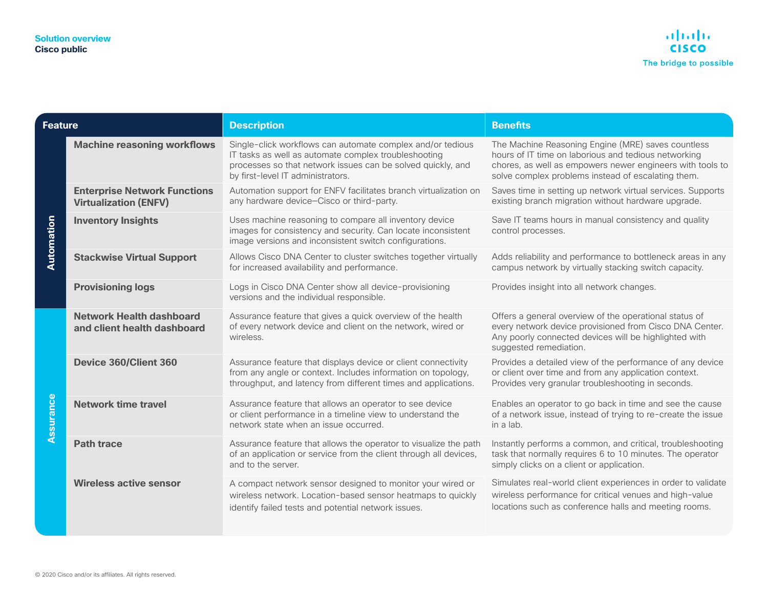| Feature | | Description | Benefits |
|---|---|---|---|
| Automation | Machine reasoning workflows | Single-click workflows can automate complex and/or tedious IT tasks as well as automate complex troubleshooting processes so that network issues can be solved quickly, and by first-level IT administrators. | The Machine Reasoning Engine (MRE) saves countless hours of IT time on laborious and tedious networking chores, as well as empowers newer engineers with tools to solve complex problems instead of escalating them. |
| | Enterprise Network Functions Virtualization (ENFV) | Automation support for ENFV facilitates branch virtualization on any hardware device–Cisco or third-party. | Saves time in setting up network virtual services. Supports existing branch migration without hardware upgrade. |
| | Inventory Insights | Uses machine reasoning to compare all inventory device images for consistency and security. Can locate inconsistent image versions and inconsistent switch configurations. | Save IT teams hours in manual consistency and quality control processes. |
| | Stackwise Virtual Support | Allows Cisco DNA Center to cluster switches together virtually for increased availability and performance. | Adds reliability and performance to bottleneck areas in any campus network by virtually stacking switch capacity. |
| | Provisioning logs | Logs in Cisco DNA Center show all device-provisioning versions and the individual responsible. | Provides insight into all network changes. |
| Assurance | Network Health dashboard and client health dashboard | Assurance feature that gives a quick overview of the health of every network device and client on the network, wired or wireless. | Offers a general overview of the operational status of every network device provisioned from Cisco DNA Center. Any poorly connected devices will be highlighted with suggested remediation. |
| | Device 360/Client 360 | Assurance feature that displays device or client connectivity from any angle or context. Includes information on topology, throughput, and latency from different times and applications. | Provides a detailed view of the performance of any device or client over time and from any application context. Provides very granular troubleshooting in seconds. |
| | Network time travel | Assurance feature that allows an operator to see device or client performance in a timeline view to understand the network state when an issue occurred. | Enables an operator to go back in time and see the cause of a network issue, instead of trying to re-create the issue in a lab. |
| | Path trace | Assurance feature that allows the operator to visualize the path of an application or service from the client through all devices, and to the server. | Instantly performs a common, and critical, troubleshooting task that normally requires 6 to 10 minutes. The operator simply clicks on a client or application. |
| | Wireless active sensor | A compact network sensor designed to monitor your wired or wireless network. Location-based sensor heatmaps to quickly identify failed tests and potential network issues. | Simulates real-world client experiences in order to validate wireless performance for critical venues and high-value locations such as conference halls and meeting rooms. |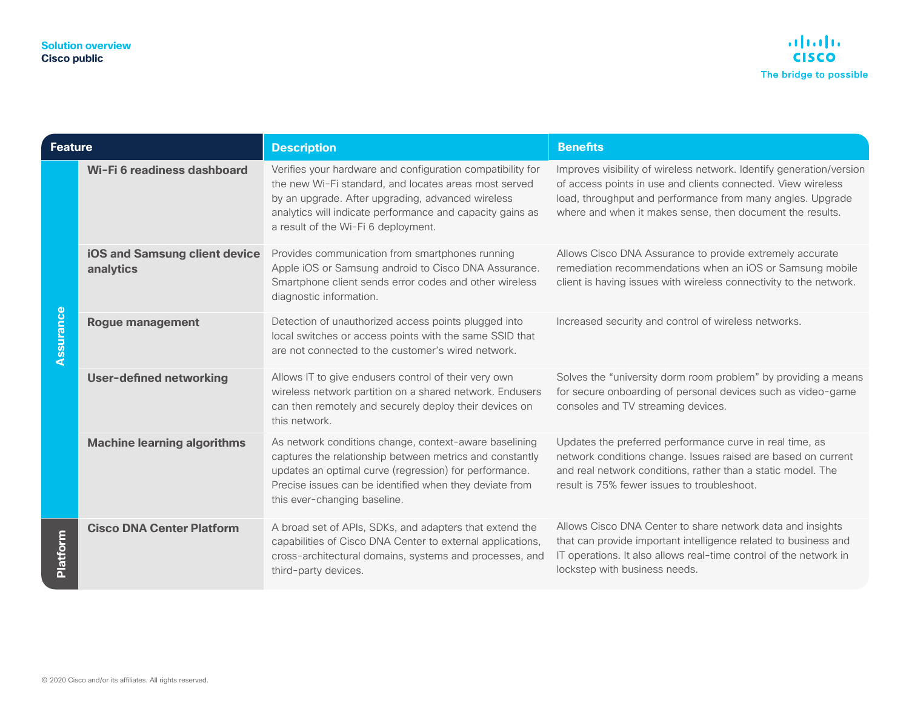| Feature | | Description | Benefits |
|---|---|---|---|
| Assurance | **Wi-Fi 6 readiness dashboard** | Verifies your hardware and configuration compatibility for the new Wi-Fi standard, and locates areas most served by an upgrade. After upgrading, advanced wireless analytics will indicate performance and capacity gains as a result of the Wi-Fi 6 deployment. | Improves visibility of wireless network. Identify generation/version of access points in use and clients connected. View wireless load, throughput and performance from many angles. Upgrade where and when it makes sense, then document the results. |
| | **iOS and Samsung client device analytics** | Provides communication from smartphones running Apple iOS or Samsung android to Cisco DNA Assurance. Smartphone client sends error codes and other wireless diagnostic information. | Allows Cisco DNA Assurance to provide extremely accurate remediation recommendations when an iOS or Samsung mobile client is having issues with wireless connectivity to the network. |
| | **Rogue management** | Detection of unauthorized access points plugged into local switches or access points with the same SSID that are not connected to the customer's wired network. | Increased security and control of wireless networks. |
| | **User-defined networking** | Allows IT to give endusers control of their very own wireless network partition on a shared network. Endusers can then remotely and securely deploy their devices on this network. | Solves the "university dorm room problem" by providing a means for secure onboarding of personal devices such as video-game consoles and TV streaming devices. |
| | **Machine learning algorithms** | As network conditions change, context-aware baselining captures the relationship between metrics and constantly updates an optimal curve (regression) for performance. Precise issues can be identified when they deviate from this ever-changing baseline. | Updates the preferred performance curve in real time, as network conditions change. Issues raised are based on current and real network conditions, rather than a static model. The result is 75% fewer issues to troubleshoot. |
| Platform | **Cisco DNA Center Platform** | A broad set of APIs, SDKs, and adapters that extend the capabilities of Cisco DNA Center to external applications, cross-architectural domains, systems and processes, and third-party devices. | Allows Cisco DNA Center to share network data and insights that can provide important intelligence related to business and IT operations. It also allows real-time control of the network in lockstep with business needs. |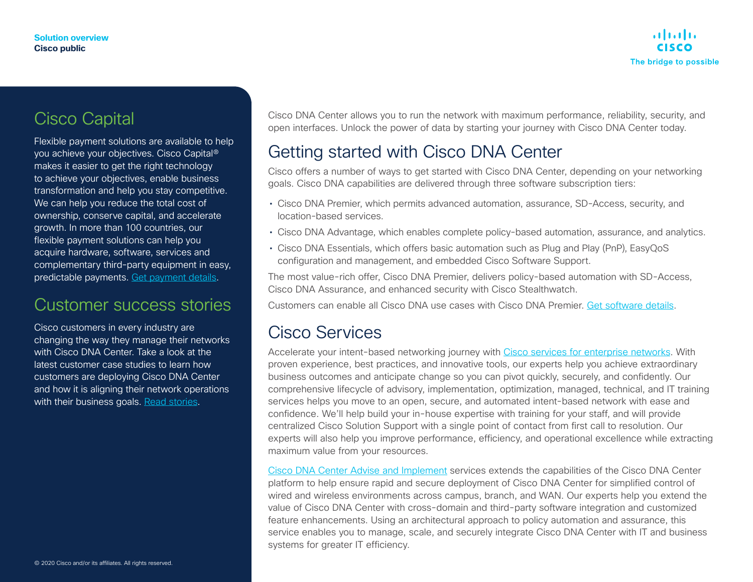## Cisco Capital

Flexible payment solutions are available to help you achieve your objectives. Cisco Capital® makes it easier to get the right technology to achieve your objectives, enable business transformation and help you stay competitive. We can help you reduce the total cost of ownership, conserve capital, and accelerate growth. In more than 100 countries, our flexible payment solutions can help you acquire hardware, software, services and complementary third-party equipment in easy, predictable payments. Get payment details.

## Customer success stories

Cisco customers in every industry are changing the way they manage their networks with Cisco DNA Center. Take a look at the latest customer case studies to learn how customers are deploying Cisco DNA Center and how it is aligning their network operations with their business goals. Read stories.

© 2020 Cisco and/or its affiliates. All rights reserved.

Cisco DNA Center allows you to run the network with maximum performance, reliability, security, and open interfaces. Unlock the power of data by starting your journey with Cisco DNA Center today.

## Getting started with Cisco DNA Center

Cisco offers a number of ways to get started with Cisco DNA Center, depending on your networking goals. Cisco DNA capabilities are delivered through three software subscription tiers:

- Cisco DNA Premier, which permits advanced automation, assurance, SD-Access, security, and location-based services.
- Cisco DNA Advantage, which enables complete policy-based automation, assurance, and analytics.
- Cisco DNA Essentials, which offers basic automation such as Plug and Play (PnP), EasyQoS configuration and management, and embedded Cisco Software Support.

The most value-rich offer, Cisco DNA Premier, delivers policy-based automation with SD-Access, Cisco DNA Assurance, and enhanced security with Cisco Stealthwatch.

Customers can enable all Cisco DNA use cases with Cisco DNA Premier. Get software details.

## Cisco Services

Accelerate your intent-based networking journey with Cisco services for enterprise networks. With proven experience, best practices, and innovative tools, our experts help you achieve extraordinary business outcomes and anticipate change so you can pivot quickly, securely, and confidently. Our comprehensive lifecycle of advisory, implementation, optimization, managed, technical, and IT training services helps you move to an open, secure, and automated intent-based network with ease and confidence. We'll help build your in-house expertise with training for your staff, and will provide centralized Cisco Solution Support with a single point of contact from first call to resolution. Our experts will also help you improve performance, efficiency, and operational excellence while extracting maximum value from your resources.

Cisco DNA Center Advise and Implement services extends the capabilities of the Cisco DNA Center platform to help ensure rapid and secure deployment of Cisco DNA Center for simplified control of wired and wireless environments across campus, branch, and WAN. Our experts help you extend the value of Cisco DNA Center with cross-domain and third-party software integration and customized feature enhancements. Using an architectural approach to policy automation and assurance, this service enables you to manage, scale, and securely integrate Cisco DNA Center with IT and business systems for greater IT efficiency.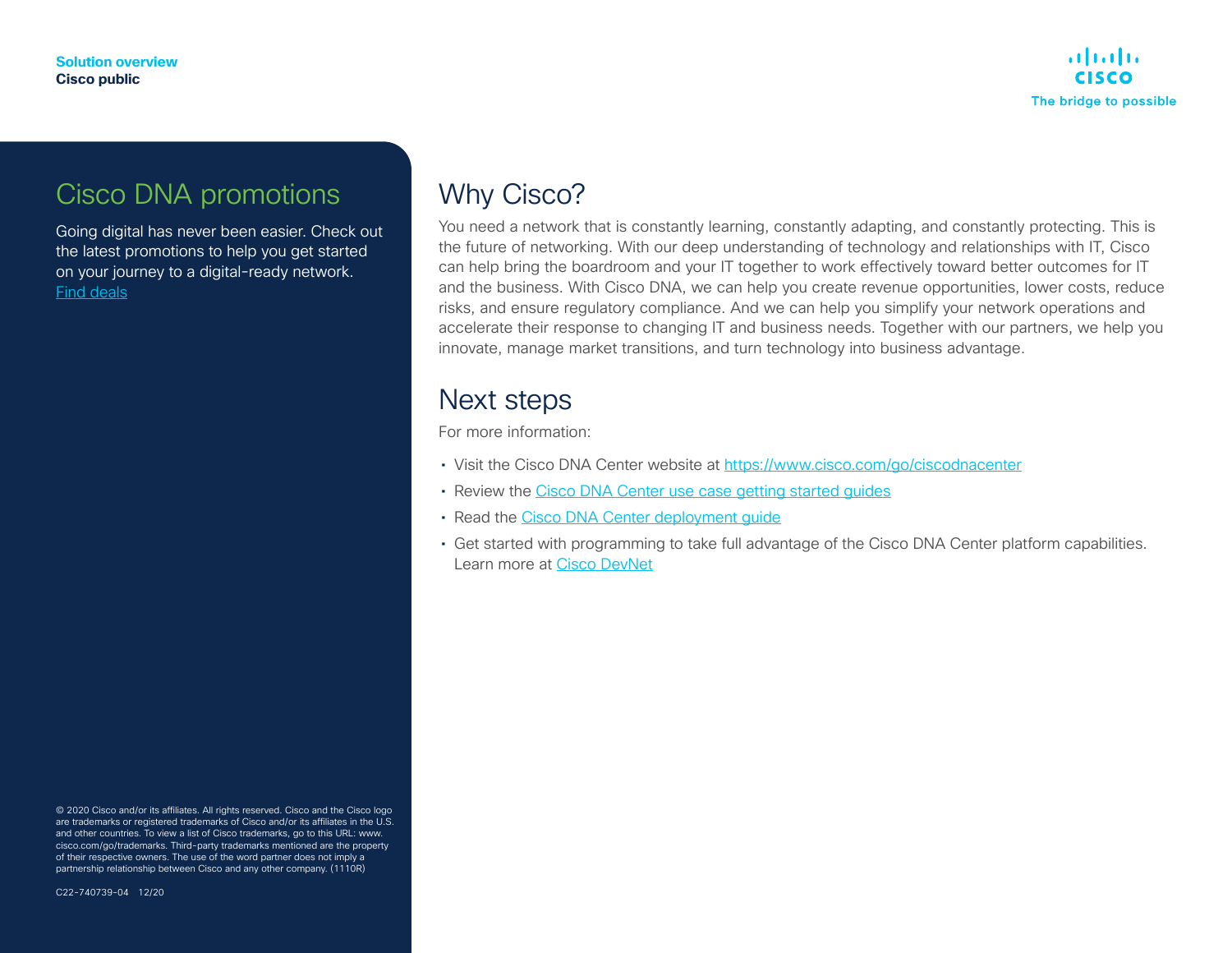## Cisco DNA promotions

Going digital has never been easier. Check out the latest promotions to help you get started on your journey to a digital-ready network. [Find deals]

## Why Cisco?

You need a network that is constantly learning, constantly adapting, and constantly protecting. This is the future of networking. With our deep understanding of technology and relationships with IT, Cisco can help bring the boardroom and your IT together to work effectively toward better outcomes for IT and the business. With Cisco DNA, we can help you create revenue opportunities, lower costs, reduce risks, and ensure regulatory compliance. And we can help you simplify your network operations and accelerate their response to changing IT and business needs. Together with our partners, we help you innovate, manage market transitions, and turn technology into business advantage.

## Next steps

For more information:

- Visit the Cisco DNA Center website at https://www.cisco.com/go/ciscodnacenter
- Review the Cisco DNA Center use case getting started guides
- Read the Cisco DNA Center deployment guide
- Get started with programming to take full advantage of the Cisco DNA Center platform capabilities. Learn more at Cisco DevNet

© 2020 Cisco and/or its affiliates. All rights reserved. Cisco and the Cisco logo are trademarks or registered trademarks of Cisco and/or its affiliates in the U.S. and other countries. To view a list of Cisco trademarks, go to this URL: www.cisco.com/go/trademarks. Third-party trademarks mentioned are the property of their respective owners. The use of the word partner does not imply a partnership relationship between Cisco and any other company. (1110R)

C22-740739-04 12/20